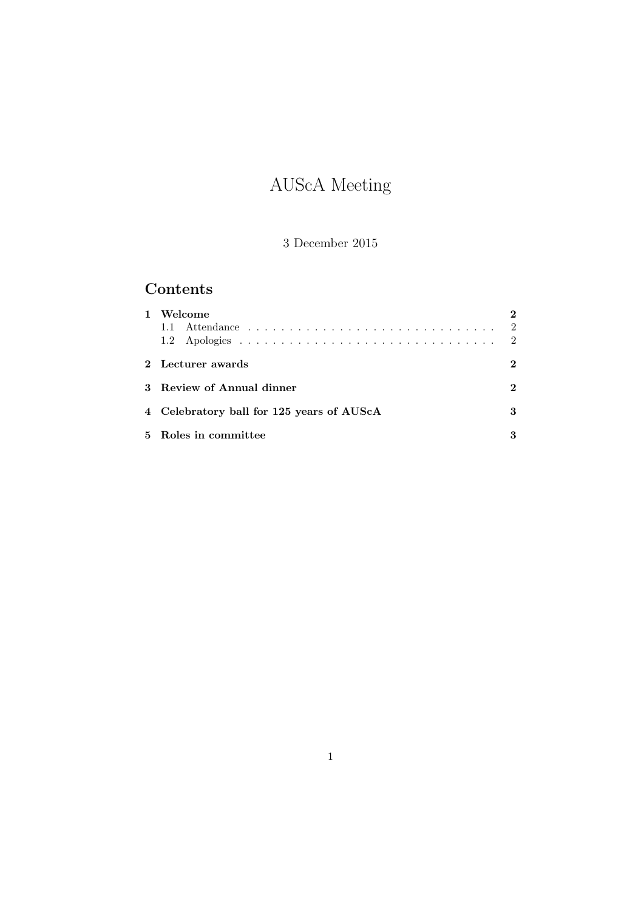# AUScA Meeting

3 December 2015

## Contents

| | | |
|---|---|---|
| **1** | **Welcome** | **2** |
| | 1.1 Attendance | 2 |
| | 1.2 Apologies | 2 |
| **2** | **Lecturer awards** | **2** |
| **3** | **Review of Annual dinner** | **2** |
| **4** | **Celebratory ball for 125 years of AUScA** | **3** |
| **5** | **Roles in committee** | **3** |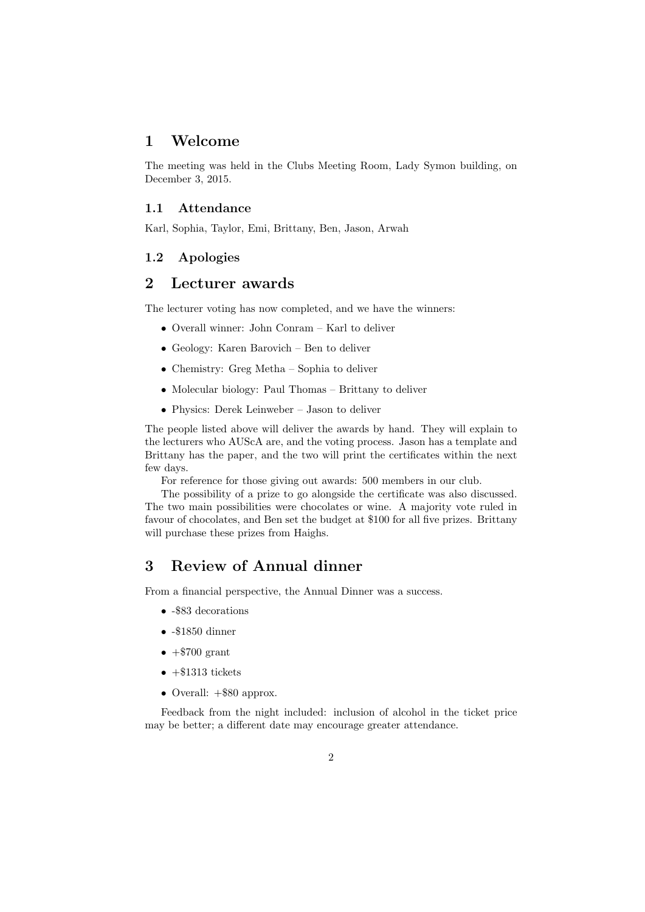# 1 Welcome

The meeting was held in the Clubs Meeting Room, Lady Symon building, on December 3, 2015.

## 1.1 Attendance

Karl, Sophia, Taylor, Emi, Brittany, Ben, Jason, Arwah

## 1.2 Apologies

# 2 Lecturer awards

The lecturer voting has now completed, and we have the winners:

- Overall winner: John Conram – Karl to deliver
- Geology: Karen Barovich – Ben to deliver
- Chemistry: Greg Metha – Sophia to deliver
- Molecular biology: Paul Thomas – Brittany to deliver
- Physics: Derek Leinweber – Jason to deliver

The people listed above will deliver the awards by hand. They will explain to the lecturers who AUScA are, and the voting process. Jason has a template and Brittany has the paper, and the two will print the certificates within the next few days.

For reference for those giving out awards: 500 members in our club.

The possibility of a prize to go alongside the certificate was also discussed. The two main possibilities were chocolates or wine. A majority vote ruled in favour of chocolates, and Ben set the budget at $100 for all five prizes. Brittany will purchase these prizes from Haighs.

# 3 Review of Annual dinner

From a financial perspective, the Annual Dinner was a success.

- -$83 decorations
- -$1850 dinner
- +$700 grant
- +$1313 tickets
- Overall: +$80 approx.

Feedback from the night included: inclusion of alcohol in the ticket price may be better; a different date may encourage greater attendance.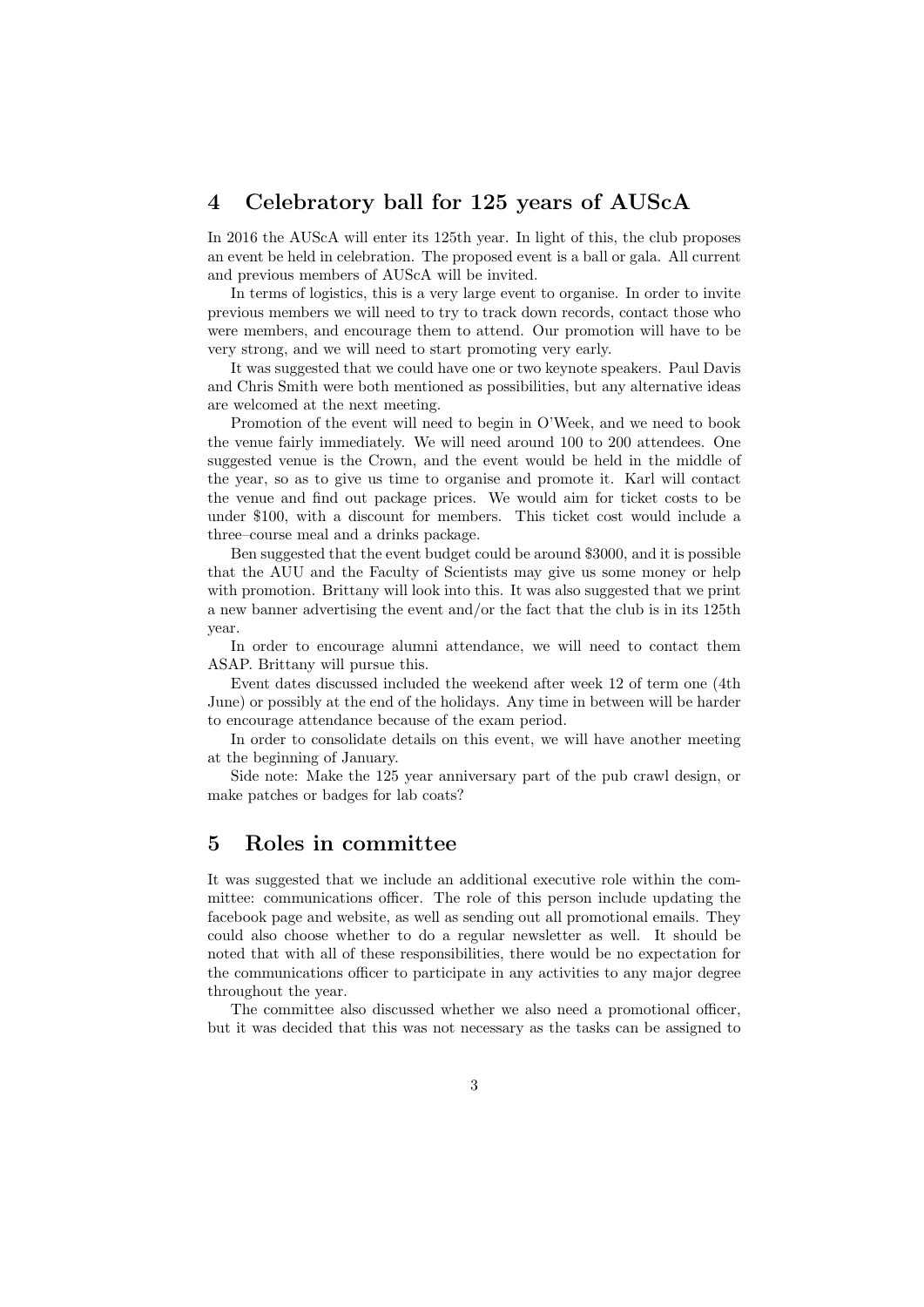## 4 Celebratory ball for 125 years of AUScA

In 2016 the AUScA will enter its 125th year. In light of this, the club proposes an event be held in celebration. The proposed event is a ball or gala. All current and previous members of AUScA will be invited.

In terms of logistics, this is a very large event to organise. In order to invite previous members we will need to try to track down records, contact those who were members, and encourage them to attend. Our promotion will have to be very strong, and we will need to start promoting very early.

It was suggested that we could have one or two keynote speakers. Paul Davis and Chris Smith were both mentioned as possibilities, but any alternative ideas are welcomed at the next meeting.

Promotion of the event will need to begin in O'Week, and we need to book the venue fairly immediately. We will need around 100 to 200 attendees. One suggested venue is the Crown, and the event would be held in the middle of the year, so as to give us time to organise and promote it. Karl will contact the venue and find out package prices. We would aim for ticket costs to be under $100, with a discount for members. This ticket cost would include a three–course meal and a drinks package.

Ben suggested that the event budget could be around $3000, and it is possible that the AUU and the Faculty of Scientists may give us some money or help with promotion. Brittany will look into this. It was also suggested that we print a new banner advertising the event and/or the fact that the club is in its 125th year.

In order to encourage alumni attendance, we will need to contact them ASAP. Brittany will pursue this.

Event dates discussed included the weekend after week 12 of term one (4th June) or possibly at the end of the holidays. Any time in between will be harder to encourage attendance because of the exam period.

In order to consolidate details on this event, we will have another meeting at the beginning of January.

Side note: Make the 125 year anniversary part of the pub crawl design, or make patches or badges for lab coats?

## 5 Roles in committee

It was suggested that we include an additional executive role within the committee: communications officer. The role of this person include updating the facebook page and website, as well as sending out all promotional emails. They could also choose whether to do a regular newsletter as well. It should be noted that with all of these responsibilities, there would be no expectation for the communications officer to participate in any activities to any major degree throughout the year.

The committee also discussed whether we also need a promotional officer, but it was decided that this was not necessary as the tasks can be assigned to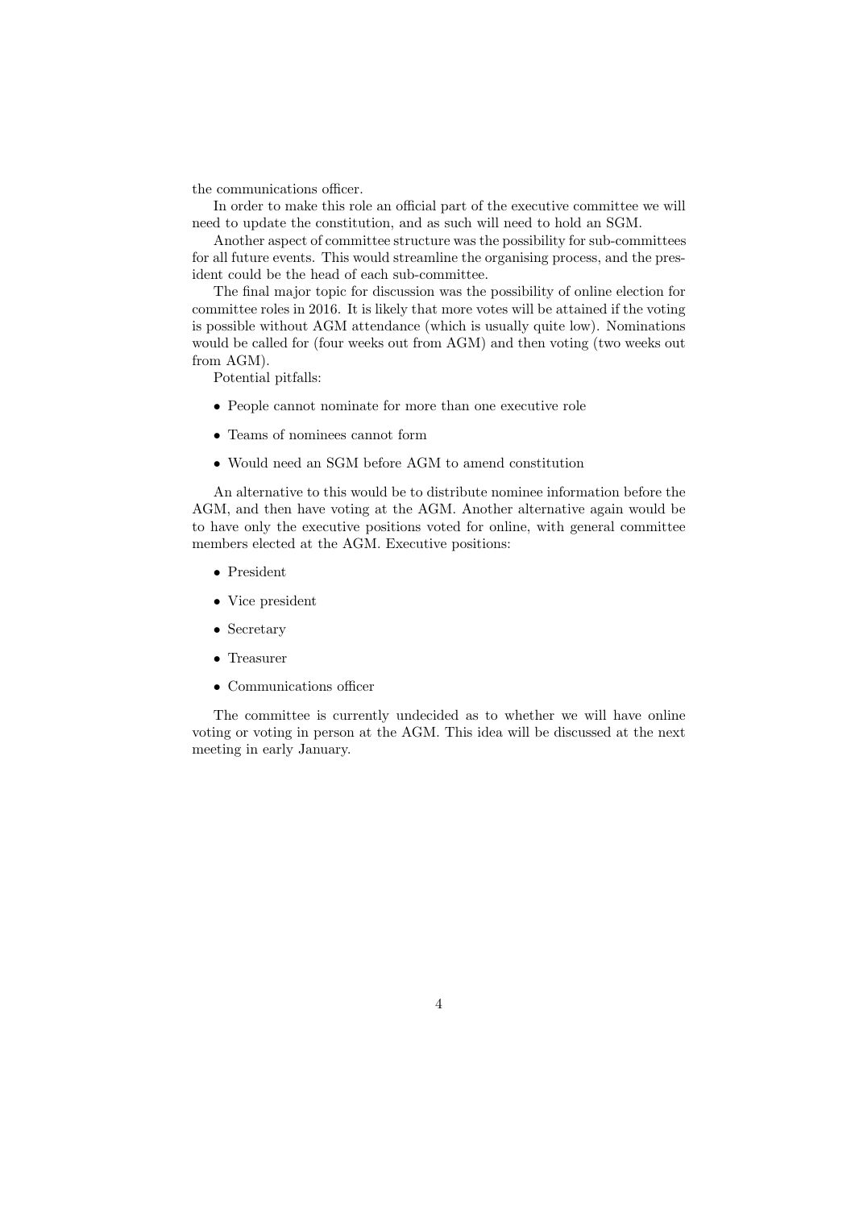the communications officer.

In order to make this role an official part of the executive committee we will need to update the constitution, and as such will need to hold an SGM.

Another aspect of committee structure was the possibility for sub-committees for all future events. This would streamline the organising process, and the president could be the head of each sub-committee.

The final major topic for discussion was the possibility of online election for committee roles in 2016. It is likely that more votes will be attained if the voting is possible without AGM attendance (which is usually quite low). Nominations would be called for (four weeks out from AGM) and then voting (two weeks out from AGM).

Potential pitfalls:

- People cannot nominate for more than one executive role
- Teams of nominees cannot form
- Would need an SGM before AGM to amend constitution

An alternative to this would be to distribute nominee information before the AGM, and then have voting at the AGM. Another alternative again would be to have only the executive positions voted for online, with general committee members elected at the AGM. Executive positions:

- President
- Vice president
- Secretary
- Treasurer
- Communications officer

The committee is currently undecided as to whether we will have online voting or voting in person at the AGM. This idea will be discussed at the next meeting in early January.